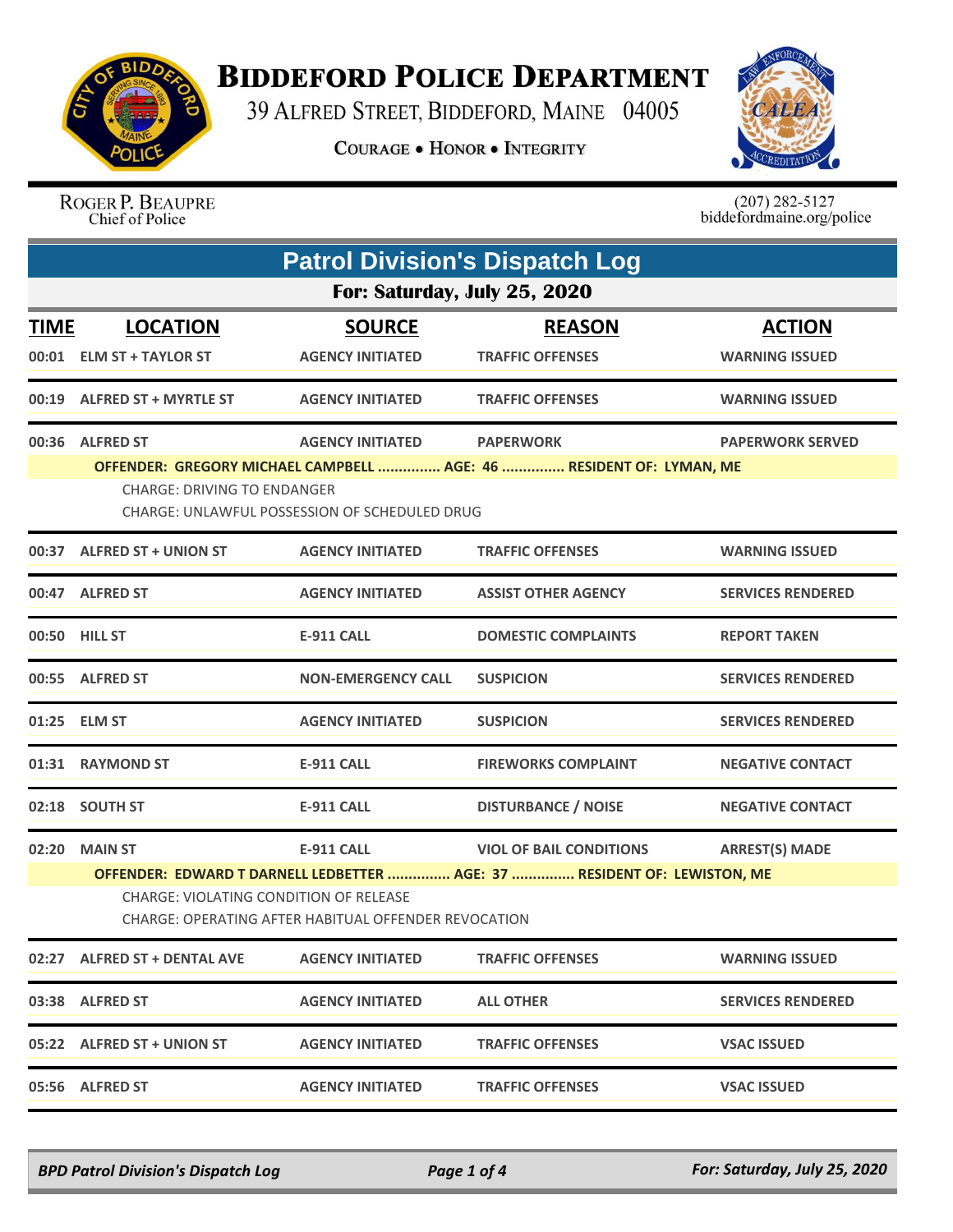# BIDDEFORD POLICE DEPARTMENT

39 ALFRED STREET, BIDDEFORD, MAINE 04005

COURAGE • HONOR • INTEGRITY

ROGER P. BEAUPRE
Chief of Police

(207) 282-5127
biddefordmaine.org/police

## Patrol Division's Dispatch Log

### For: Saturday, July 25, 2020

| TIME | LOCATION | SOURCE | REASON | ACTION |
|---|---|---|---|---|
| 00:01 | ELM ST + TAYLOR ST | AGENCY INITIATED | TRAFFIC OFFENSES | WARNING ISSUED |
| 00:19 | ALFRED ST + MYRTLE ST | AGENCY INITIATED | TRAFFIC OFFENSES | WARNING ISSUED |
| 00:36 | ALFRED ST | AGENCY INITIATED | PAPERWORK | PAPERWORK SERVED |
| | OFFENDER: GREGORY MICHAEL CAMPBELL ............... AGE: 46 ............... RESIDENT OF: LYMAN, ME<br>CHARGE: DRIVING TO ENDANGER<br>CHARGE: UNLAWFUL POSSESSION OF SCHEDULED DRUG | | | |
| 00:37 | ALFRED ST + UNION ST | AGENCY INITIATED | TRAFFIC OFFENSES | WARNING ISSUED |
| 00:47 | ALFRED ST | AGENCY INITIATED | ASSIST OTHER AGENCY | SERVICES RENDERED |
| 00:50 | HILL ST | E-911 CALL | DOMESTIC COMPLAINTS | REPORT TAKEN |
| 00:55 | ALFRED ST | NON-EMERGENCY CALL | SUSPICION | SERVICES RENDERED |
| 01:25 | ELM ST | AGENCY INITIATED | SUSPICION | SERVICES RENDERED |
| 01:31 | RAYMOND ST | E-911 CALL | FIREWORKS COMPLAINT | NEGATIVE CONTACT |
| 02:18 | SOUTH ST | E-911 CALL | DISTURBANCE / NOISE | NEGATIVE CONTACT |
| 02:20 | MAIN ST | E-911 CALL | VIOL OF BAIL CONDITIONS | ARREST(S) MADE |
| | OFFENDER: EDWARD T DARNELL LEDBETTER ............... AGE: 37 ............... RESIDENT OF: LEWISTON, ME<br>CHARGE: VIOLATING CONDITION OF RELEASE<br>CHARGE: OPERATING AFTER HABITUAL OFFENDER REVOCATION | | | |
| 02:27 | ALFRED ST + DENTAL AVE | AGENCY INITIATED | TRAFFIC OFFENSES | WARNING ISSUED |
| 03:38 | ALFRED ST | AGENCY INITIATED | ALL OTHER | SERVICES RENDERED |
| 05:22 | ALFRED ST + UNION ST | AGENCY INITIATED | TRAFFIC OFFENSES | VSAC ISSUED |
| 05:56 | ALFRED ST | AGENCY INITIATED | TRAFFIC OFFENSES | VSAC ISSUED |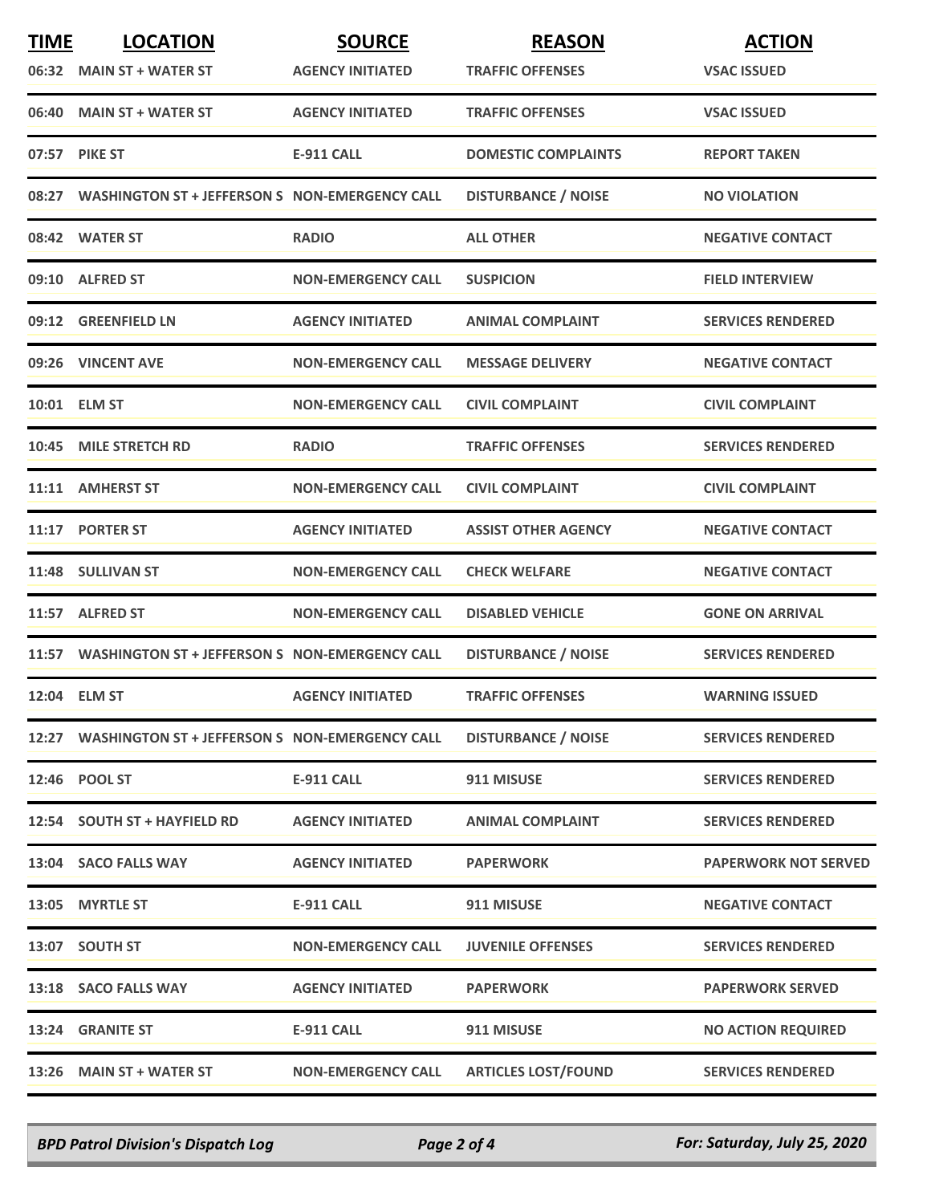| TIME | LOCATION | SOURCE | REASON | ACTION |
|---|---|---|---|---|
| 06:32 | MAIN ST + WATER ST | AGENCY INITIATED | TRAFFIC OFFENSES | VSAC ISSUED |
| 06:40 | MAIN ST + WATER ST | AGENCY INITIATED | TRAFFIC OFFENSES | VSAC ISSUED |
| 07:57 | PIKE ST | E-911 CALL | DOMESTIC COMPLAINTS | REPORT TAKEN |
| 08:27 | WASHINGTON ST + JEFFERSON S | NON-EMERGENCY CALL | DISTURBANCE / NOISE | NO VIOLATION |
| 08:42 | WATER ST | RADIO | ALL OTHER | NEGATIVE CONTACT |
| 09:10 | ALFRED ST | NON-EMERGENCY CALL | SUSPICION | FIELD INTERVIEW |
| 09:12 | GREENFIELD LN | AGENCY INITIATED | ANIMAL COMPLAINT | SERVICES RENDERED |
| 09:26 | VINCENT AVE | NON-EMERGENCY CALL | MESSAGE DELIVERY | NEGATIVE CONTACT |
| 10:01 | ELM ST | NON-EMERGENCY CALL | CIVIL COMPLAINT | CIVIL COMPLAINT |
| 10:45 | MILE STRETCH RD | RADIO | TRAFFIC OFFENSES | SERVICES RENDERED |
| 11:11 | AMHERST ST | NON-EMERGENCY CALL | CIVIL COMPLAINT | CIVIL COMPLAINT |
| 11:17 | PORTER ST | AGENCY INITIATED | ASSIST OTHER AGENCY | NEGATIVE CONTACT |
| 11:48 | SULLIVAN ST | NON-EMERGENCY CALL | CHECK WELFARE | NEGATIVE CONTACT |
| 11:57 | ALFRED ST | NON-EMERGENCY CALL | DISABLED VEHICLE | GONE ON ARRIVAL |
| 11:57 | WASHINGTON ST + JEFFERSON S | NON-EMERGENCY CALL | DISTURBANCE / NOISE | SERVICES RENDERED |
| 12:04 | ELM ST | AGENCY INITIATED | TRAFFIC OFFENSES | WARNING ISSUED |
| 12:27 | WASHINGTON ST + JEFFERSON S | NON-EMERGENCY CALL | DISTURBANCE / NOISE | SERVICES RENDERED |
| 12:46 | POOL ST | E-911 CALL | 911 MISUSE | SERVICES RENDERED |
| 12:54 | SOUTH ST + HAYFIELD RD | AGENCY INITIATED | ANIMAL COMPLAINT | SERVICES RENDERED |
| 13:04 | SACO FALLS WAY | AGENCY INITIATED | PAPERWORK | PAPERWORK NOT SERVED |
| 13:05 | MYRTLE ST | E-911 CALL | 911 MISUSE | NEGATIVE CONTACT |
| 13:07 | SOUTH ST | NON-EMERGENCY CALL | JUVENILE OFFENSES | SERVICES RENDERED |
| 13:18 | SACO FALLS WAY | AGENCY INITIATED | PAPERWORK | PAPERWORK SERVED |
| 13:24 | GRANITE ST | E-911 CALL | 911 MISUSE | NO ACTION REQUIRED |
| 13:26 | MAIN ST + WATER ST | NON-EMERGENCY CALL | ARTICLES LOST/FOUND | SERVICES RENDERED |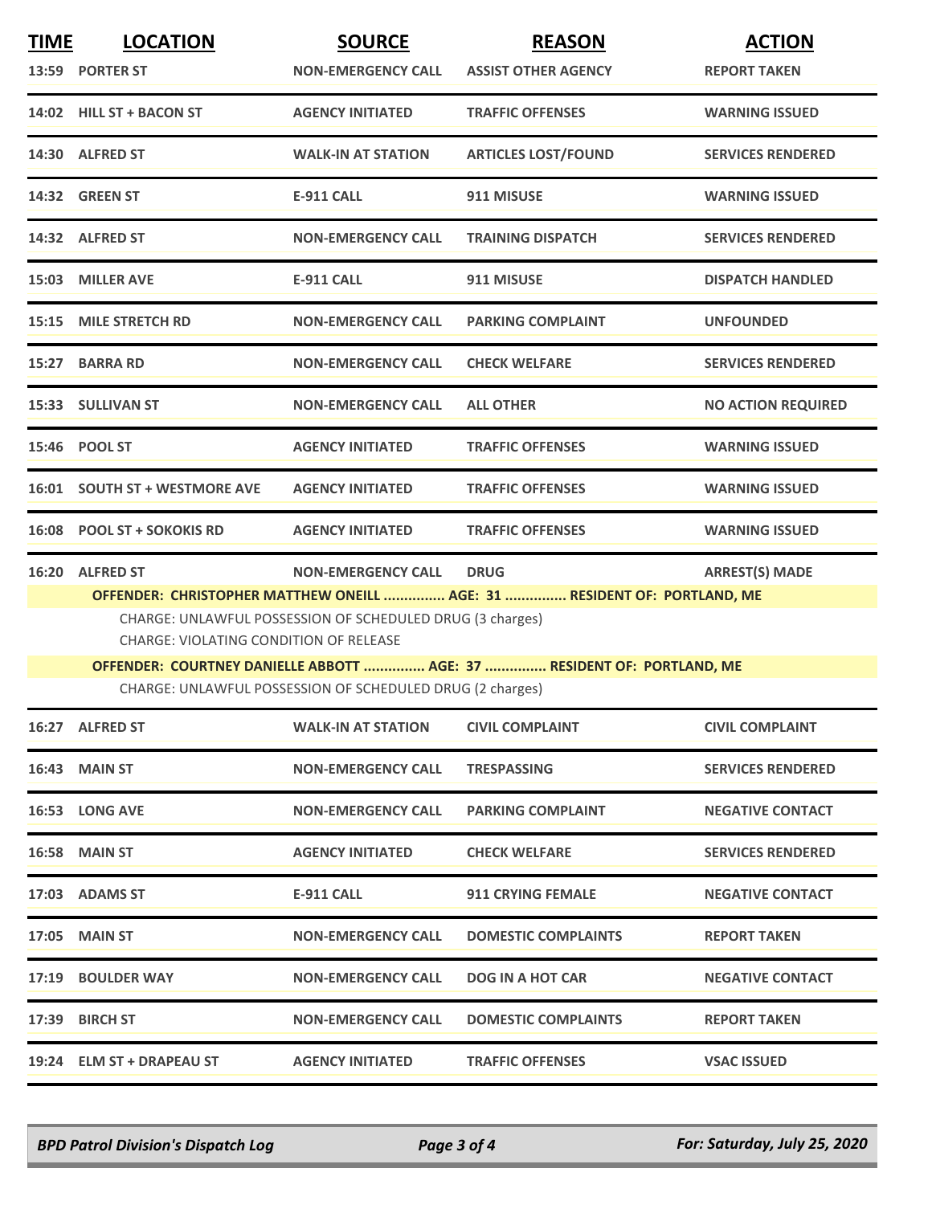| TIME | LOCATION | SOURCE | REASON | ACTION |
|---|---|---|---|---|
| 13:59 | PORTER ST | NON-EMERGENCY CALL | ASSIST OTHER AGENCY | REPORT TAKEN |
| 14:02 | HILL ST + BACON ST | AGENCY INITIATED | TRAFFIC OFFENSES | WARNING ISSUED |
| 14:30 | ALFRED ST | WALK-IN AT STATION | ARTICLES LOST/FOUND | SERVICES RENDERED |
| 14:32 | GREEN ST | E-911 CALL | 911 MISUSE | WARNING ISSUED |
| 14:32 | ALFRED ST | NON-EMERGENCY CALL | TRAINING DISPATCH | SERVICES RENDERED |
| 15:03 | MILLER AVE | E-911 CALL | 911 MISUSE | DISPATCH HANDLED |
| 15:15 | MILE STRETCH RD | NON-EMERGENCY CALL | PARKING COMPLAINT | UNFOUNDED |
| 15:27 | BARRA RD | NON-EMERGENCY CALL | CHECK WELFARE | SERVICES RENDERED |
| 15:33 | SULLIVAN ST | NON-EMERGENCY CALL | ALL OTHER | NO ACTION REQUIRED |
| 15:46 | POOL ST | AGENCY INITIATED | TRAFFIC OFFENSES | WARNING ISSUED |
| 16:01 | SOUTH ST + WESTMORE AVE | AGENCY INITIATED | TRAFFIC OFFENSES | WARNING ISSUED |
| 16:08 | POOL ST + SOKOKIS RD | AGENCY INITIATED | TRAFFIC OFFENSES | WARNING ISSUED |
| 16:20 | ALFRED ST | NON-EMERGENCY CALL | DRUG | ARREST(S) MADE |

**OFFENDER: CHRISTOPHER MATTHEW ONEILL ............... AGE: 31 ............... RESIDENT OF: PORTLAND, ME**

CHARGE: UNLAWFUL POSSESSION OF SCHEDULED DRUG (3 charges)
CHARGE: VIOLATING CONDITION OF RELEASE

**OFFENDER: COURTNEY DANIELLE ABBOTT ............... AGE: 37 ............... RESIDENT OF: PORTLAND, ME**

CHARGE: UNLAWFUL POSSESSION OF SCHEDULED DRUG (2 charges)

| TIME | LOCATION | SOURCE | REASON | ACTION |
|---|---|---|---|---|
| 16:27 | ALFRED ST | WALK-IN AT STATION | CIVIL COMPLAINT | CIVIL COMPLAINT |
| 16:43 | MAIN ST | NON-EMERGENCY CALL | TRESPASSING | SERVICES RENDERED |
| 16:53 | LONG AVE | NON-EMERGENCY CALL | PARKING COMPLAINT | NEGATIVE CONTACT |
| 16:58 | MAIN ST | AGENCY INITIATED | CHECK WELFARE | SERVICES RENDERED |
| 17:03 | ADAMS ST | E-911 CALL | 911 CRYING FEMALE | NEGATIVE CONTACT |
| 17:05 | MAIN ST | NON-EMERGENCY CALL | DOMESTIC COMPLAINTS | REPORT TAKEN |
| 17:19 | BOULDER WAY | NON-EMERGENCY CALL | DOG IN A HOT CAR | NEGATIVE CONTACT |
| 17:39 | BIRCH ST | NON-EMERGENCY CALL | DOMESTIC COMPLAINTS | REPORT TAKEN |
| 19:24 | ELM ST + DRAPEAU ST | AGENCY INITIATED | TRAFFIC OFFENSES | VSAC ISSUED |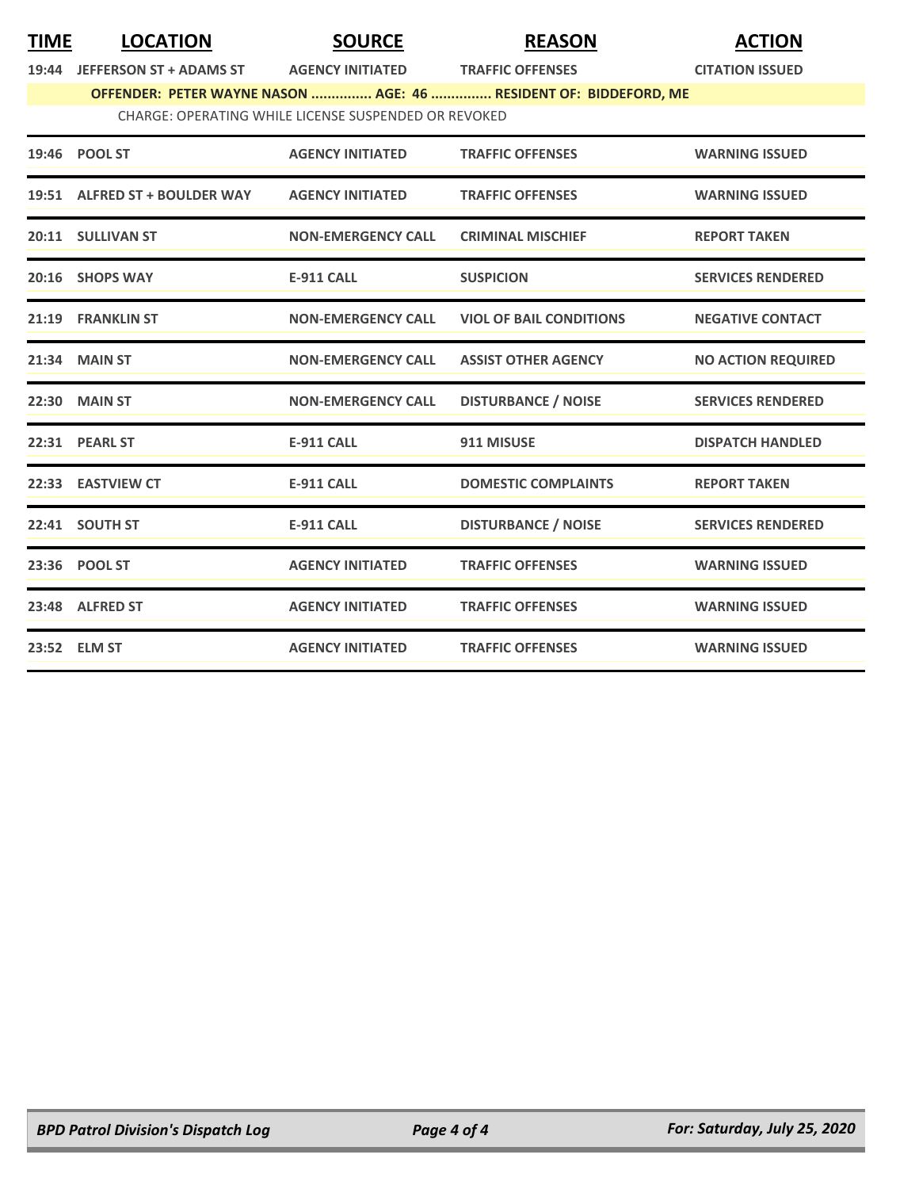| TIME | LOCATION | SOURCE | REASON | ACTION |
|---|---|---|---|---|
| 19:44 | JEFFERSON ST + ADAMS ST | AGENCY INITIATED | TRAFFIC OFFENSES | CITATION ISSUED |
| | **OFFENDER: PETER WAYNE NASON ............... AGE: 46 ............... RESIDENT OF: BIDDEFORD, ME** | | | |
| | CHARGE: OPERATING WHILE LICENSE SUSPENDED OR REVOKED | | | |
| 19:46 | POOL ST | AGENCY INITIATED | TRAFFIC OFFENSES | WARNING ISSUED |
| 19:51 | ALFRED ST + BOULDER WAY | AGENCY INITIATED | TRAFFIC OFFENSES | WARNING ISSUED |
| 20:11 | SULLIVAN ST | NON-EMERGENCY CALL | CRIMINAL MISCHIEF | REPORT TAKEN |
| 20:16 | SHOPS WAY | E-911 CALL | SUSPICION | SERVICES RENDERED |
| 21:19 | FRANKLIN ST | NON-EMERGENCY CALL | VIOL OF BAIL CONDITIONS | NEGATIVE CONTACT |
| 21:34 | MAIN ST | NON-EMERGENCY CALL | ASSIST OTHER AGENCY | NO ACTION REQUIRED |
| 22:30 | MAIN ST | NON-EMERGENCY CALL | DISTURBANCE / NOISE | SERVICES RENDERED |
| 22:31 | PEARL ST | E-911 CALL | 911 MISUSE | DISPATCH HANDLED |
| 22:33 | EASTVIEW CT | E-911 CALL | DOMESTIC COMPLAINTS | REPORT TAKEN |
| 22:41 | SOUTH ST | E-911 CALL | DISTURBANCE / NOISE | SERVICES RENDERED |
| 23:36 | POOL ST | AGENCY INITIATED | TRAFFIC OFFENSES | WARNING ISSUED |
| 23:48 | ALFRED ST | AGENCY INITIATED | TRAFFIC OFFENSES | WARNING ISSUED |
| 23:52 | ELM ST | AGENCY INITIATED | TRAFFIC OFFENSES | WARNING ISSUED |